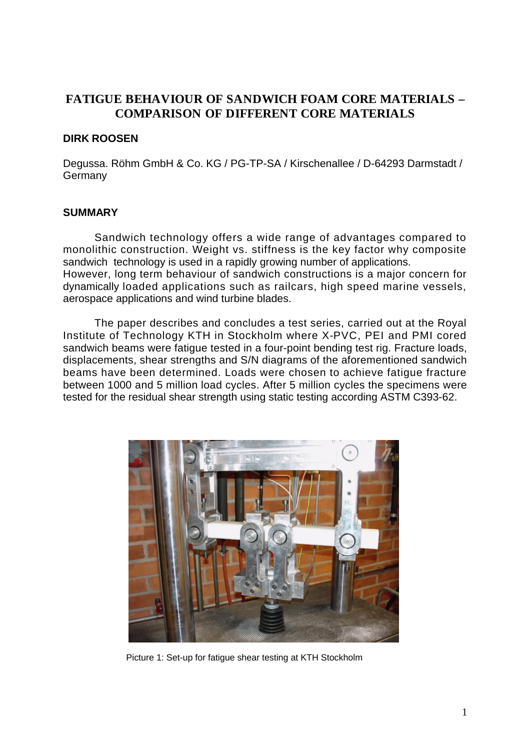# FATIGUE BEHAVIOUR OF SANDWICH FOAM CORE MATERIALS – COMPARISON OF DIFFERENT CORE MATERIALS

**DIRK ROOSEN**

Degussa. Röhm GmbH & Co. KG / PG-TP-SA / Kirschenallee / D-64293 Darmstadt / Germany

## SUMMARY

Sandwich technology offers a wide range of advantages compared to monolithic construction. Weight vs. stiffness is the key factor why composite sandwich technology is used in a rapidly growing number of applications. However, long term behaviour of sandwich constructions is a major concern for dynamically loaded applications such as railcars, high speed marine vessels, aerospace applications and wind turbine blades.

The paper describes and concludes a test series, carried out at the Royal Institute of Technology KTH in Stockholm where X-PVC, PEI and PMI cored sandwich beams were fatigue tested in a four-point bending test rig. Fracture loads, displacements, shear strengths and S/N diagrams of the aforementioned sandwich beams have been determined. Loads were chosen to achieve fatigue fracture between 1000 and 5 million load cycles. After 5 million cycles the specimens were tested for the residual shear strength using static testing according ASTM C393-62.

Picture 1: Set-up for fatigue shear testing at KTH Stockholm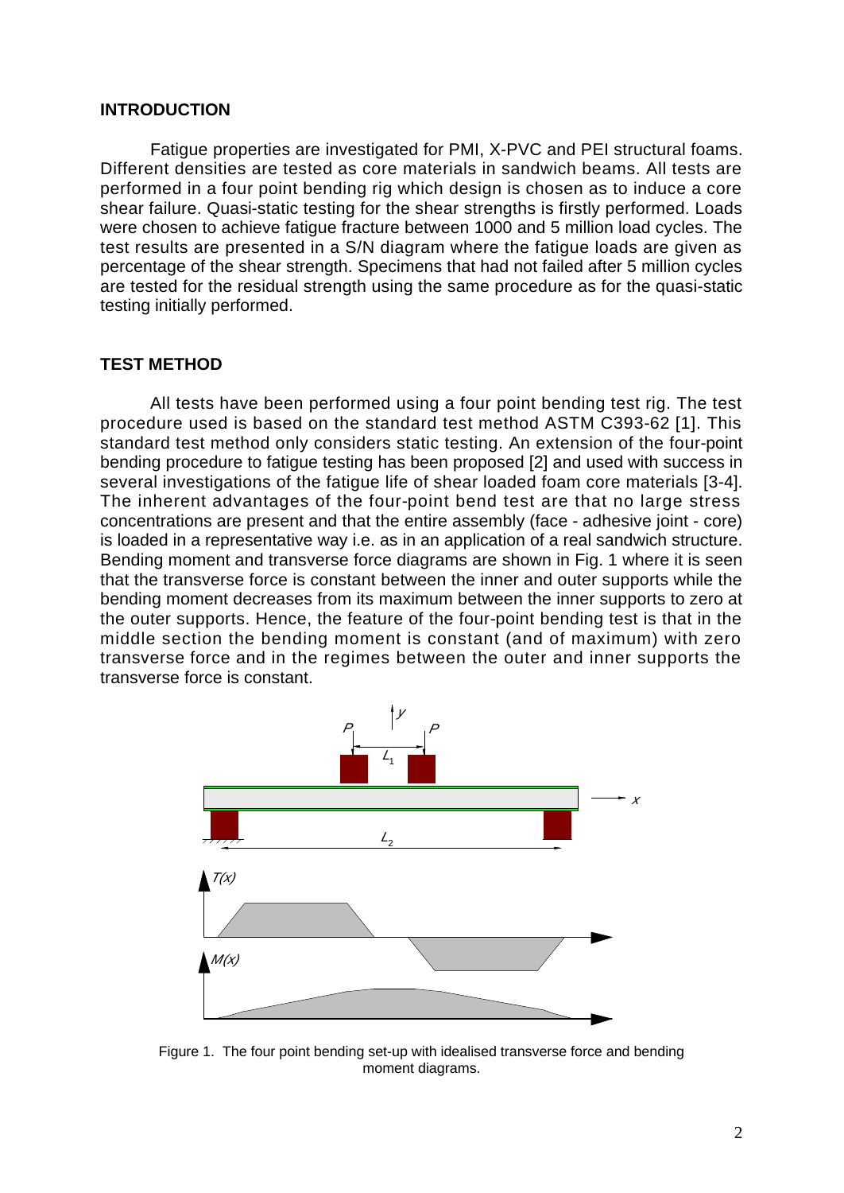## INTRODUCTION

Fatigue properties are investigated for PMI, X-PVC and PEI structural foams. Different densities are tested as core materials in sandwich beams. All tests are performed in a four point bending rig which design is chosen as to induce a core shear failure. Quasi-static testing for the shear strengths is firstly performed. Loads were chosen to achieve fatigue fracture between 1000 and 5 million load cycles. The test results are presented in a S/N diagram where the fatigue loads are given as percentage of the shear strength. Specimens that had not failed after 5 million cycles are tested for the residual strength using the same procedure as for the quasi-static testing initially performed.

## TEST METHOD

All tests have been performed using a four point bending test rig. The test procedure used is based on the standard test method ASTM C393-62 [1]. This standard test method only considers static testing. An extension of the four-point bending procedure to fatigue testing has been proposed [2] and used with success in several investigations of the fatigue life of shear loaded foam core materials [3-4]. The inherent advantages of the four-point bend test are that no large stress concentrations are present and that the entire assembly (face - adhesive joint - core) is loaded in a representative way i.e. as in an application of a real sandwich structure. Bending moment and transverse force diagrams are shown in Fig. 1 where it is seen that the transverse force is constant between the inner and outer supports while the bending moment decreases from its maximum between the inner supports to zero at the outer supports. Hence, the feature of the four-point bending test is that in the middle section the bending moment is constant (and of maximum) with zero transverse force and in the regimes between the outer and inner supports the transverse force is constant.

Figure 1. The four point bending set-up with idealised transverse force and bending moment diagrams.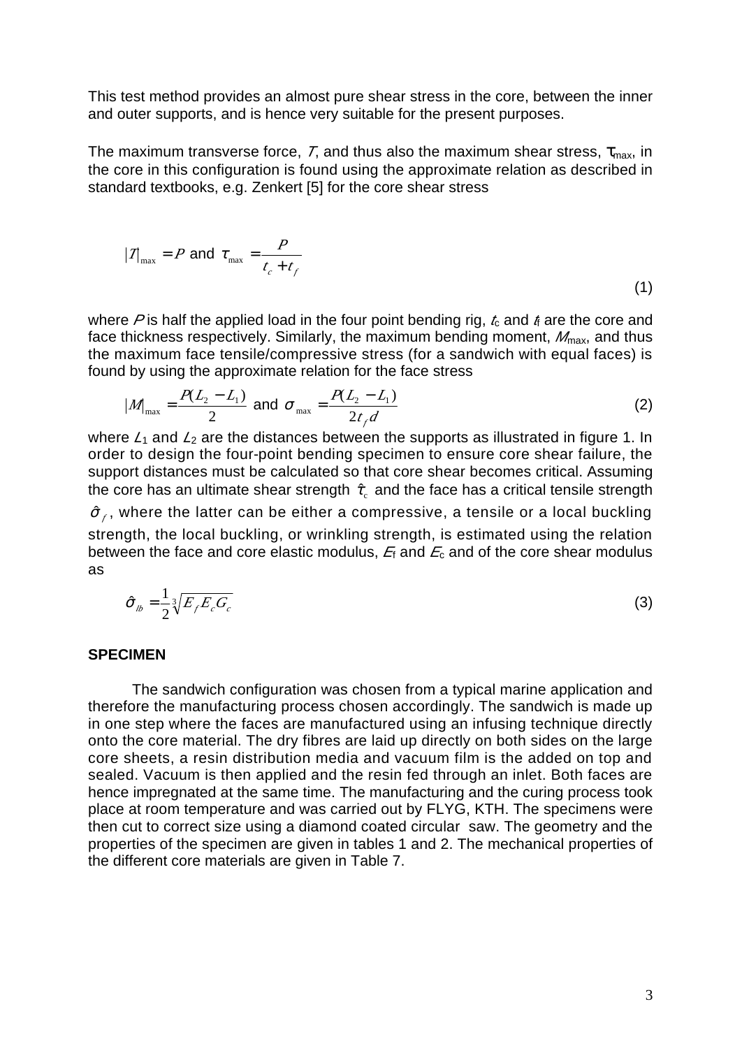This test method provides an almost pure shear stress in the core, between the inner and outer supports, and is hence very suitable for the present purposes.

The maximum transverse force, $T$, and thus also the maximum shear stress, $\tau_{max}$, in the core in this configuration is found using the approximate relation as described in standard textbooks, e.g. Zenkert [5] for the core shear stress

$$|T|_{\max} = P \text{ and } \tau_{\max} = \frac{P}{t_c + t_f} \tag{1}$$

where $P$ is half the applied load in the four point bending rig, $t_c$ and $t_f$ are the core and face thickness respectively. Similarly, the maximum bending moment, $M_{max}$, and thus the maximum face tensile/compressive stress (for a sandwich with equal faces) is found by using the approximate relation for the face stress

$$|M|_{\max} = \frac{P(L_2 - L_1)}{2} \text{ and } \sigma_{\max} = \frac{P(L_2 - L_1)}{2 t_f d} \tag{2}$$

where $L_1$ and $L_2$ are the distances between the supports as illustrated in figure 1. In order to design the four-point bending specimen to ensure core shear failure, the support distances must be calculated so that core shear becomes critical. Assuming the core has an ultimate shear strength $\hat{\tau}_c$ and the face has a critical tensile strength $\hat{\sigma}_f$, where the latter can be either a compressive, a tensile or a local buckling strength, the local buckling, or wrinkling strength, is estimated using the relation between the face and core elastic modulus, $E_f$ and $E_c$ and of the core shear modulus as

$$\hat{\sigma}_{lb} = \frac{1}{2}\sqrt[3]{E_f E_c G_c} \tag{3}$$

## SPECIMEN

The sandwich configuration was chosen from a typical marine application and therefore the manufacturing process chosen accordingly. The sandwich is made up in one step where the faces are manufactured using an infusing technique directly onto the core material. The dry fibres are laid up directly on both sides on the large core sheets, a resin distribution media and vacuum film is the added on top and sealed. Vacuum is then applied and the resin fed through an inlet. Both faces are hence impregnated at the same time. The manufacturing and the curing process took place at room temperature and was carried out by FLYG, KTH. The specimens were then cut to correct size using a diamond coated circular saw. The geometry and the properties of the specimen are given in tables 1 and 2. The mechanical properties of the different core materials are given in Table 7.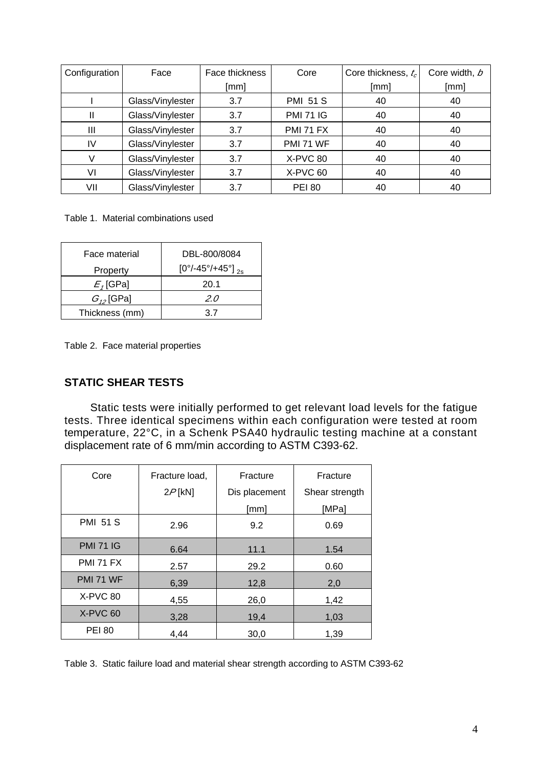| Configuration | Face | Face thickness [mm] | Core | Core thickness, $t_c$ [mm] | Core width, $b$ [mm] |
|---|---|---|---|---|---|
| I | Glass/Vinylester | 3.7 | PMI 51 S | 40 | 40 |
| II | Glass/Vinylester | 3.7 | PMI 71 IG | 40 | 40 |
| III | Glass/Vinylester | 3.7 | PMI 71 FX | 40 | 40 |
| IV | Glass/Vinylester | 3.7 | PMI 71 WF | 40 | 40 |
| V | Glass/Vinylester | 3.7 | X-PVC 80 | 40 | 40 |
| VI | Glass/Vinylester | 3.7 | X-PVC 60 | 40 | 40 |
| VII | Glass/Vinylester | 3.7 | PEI 80 | 40 | 40 |

Table 1. Material combinations used

| Face material Property | DBL-800/8084 $[0°/-45°/+45°]_{2s}$ |
|---|---|
| $E_1$ [GPa] | 20.1 |
| $G_{12}$ [GPa] | *2.0* |
| Thickness (mm) | 3.7 |

Table 2. Face material properties

## STATIC SHEAR TESTS

Static tests were initially performed to get relevant load levels for the fatigue tests. Three identical specimens within each configuration were tested at room temperature, 22°C, in a Schenk PSA40 hydraulic testing machine at a constant displacement rate of 6 mm/min according to ASTM C393-62.

| Core | Fracture load, $2P$ [kN] | Fracture Dis placement [mm] | Fracture Shear strength [MPa] |
|---|---|---|---|
| PMI 51 S | 2.96 | 9.2 | 0.69 |
| PMI 71 IG | 6.64 | 11.1 | 1.54 |
| PMI 71 FX | 2.57 | 29.2 | 0.60 |
| PMI 71 WF | 6,39 | 12,8 | 2,0 |
| X-PVC 80 | 4,55 | 26,0 | 1,42 |
| X-PVC 60 | 3,28 | 19,4 | 1,03 |
| PEI 80 | 4,44 | 30,0 | 1,39 |

Table 3. Static failure load and material shear strength according to ASTM C393-62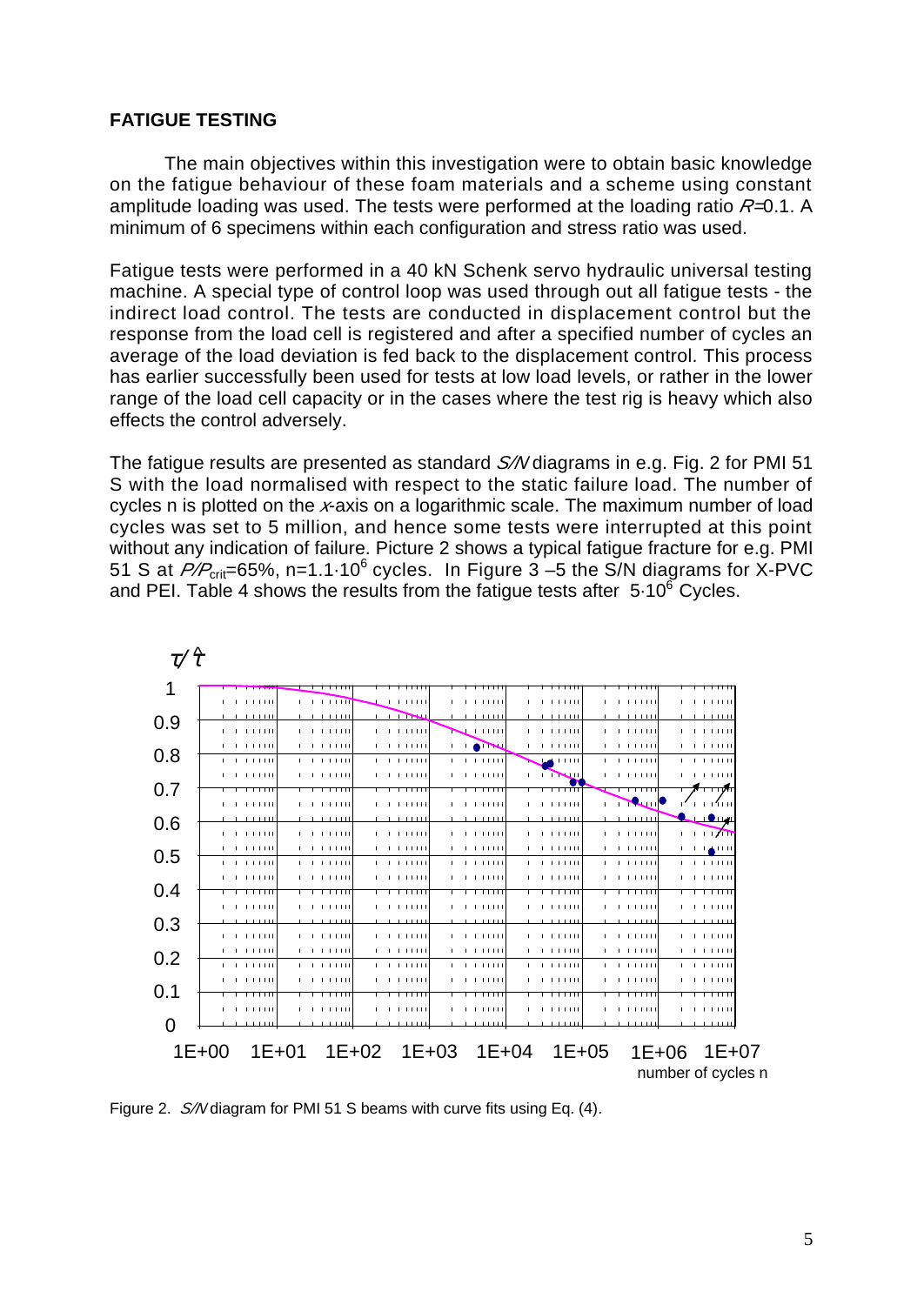**FATIGUE TESTING**

The main objectives within this investigation were to obtain basic knowledge on the fatigue behaviour of these foam materials and a scheme using constant amplitude loading was used. The tests were performed at the loading ratio $R$=0.1. A minimum of 6 specimens within each configuration and stress ratio was used.

Fatigue tests were performed in a 40 kN Schenk servo hydraulic universal testing machine. A special type of control loop was used through out all fatigue tests - the indirect load control. The tests are conducted in displacement control but the response from the load cell is registered and after a specified number of cycles an average of the load deviation is fed back to the displacement control. This process has earlier successfully been used for tests at low load levels, or rather in the lower range of the load cell capacity or in the cases where the test rig is heavy which also effects the control adversely.

The fatigue results are presented as standard *S/N* diagrams in e.g. Fig. 2 for PMI 51 S with the load normalised with respect to the static failure load. The number of cycles n is plotted on the $x$-axis on a logarithmic scale. The maximum number of load cycles was set to 5 million, and hence some tests were interrupted at this point without any indication of failure. Picture 2 shows a typical fatigue fracture for e.g. PMI 51 S at $P/P_{crit}$=65%, n=1.1·10$^{6}$ cycles. In Figure 3 –5 the S/N diagrams for X-PVC and PEI. Table 4 shows the results from the fatigue tests after 5·10$^{6}$ Cycles.

Figure 2. *S/N* diagram for PMI 51 S beams with curve fits using Eq. (4).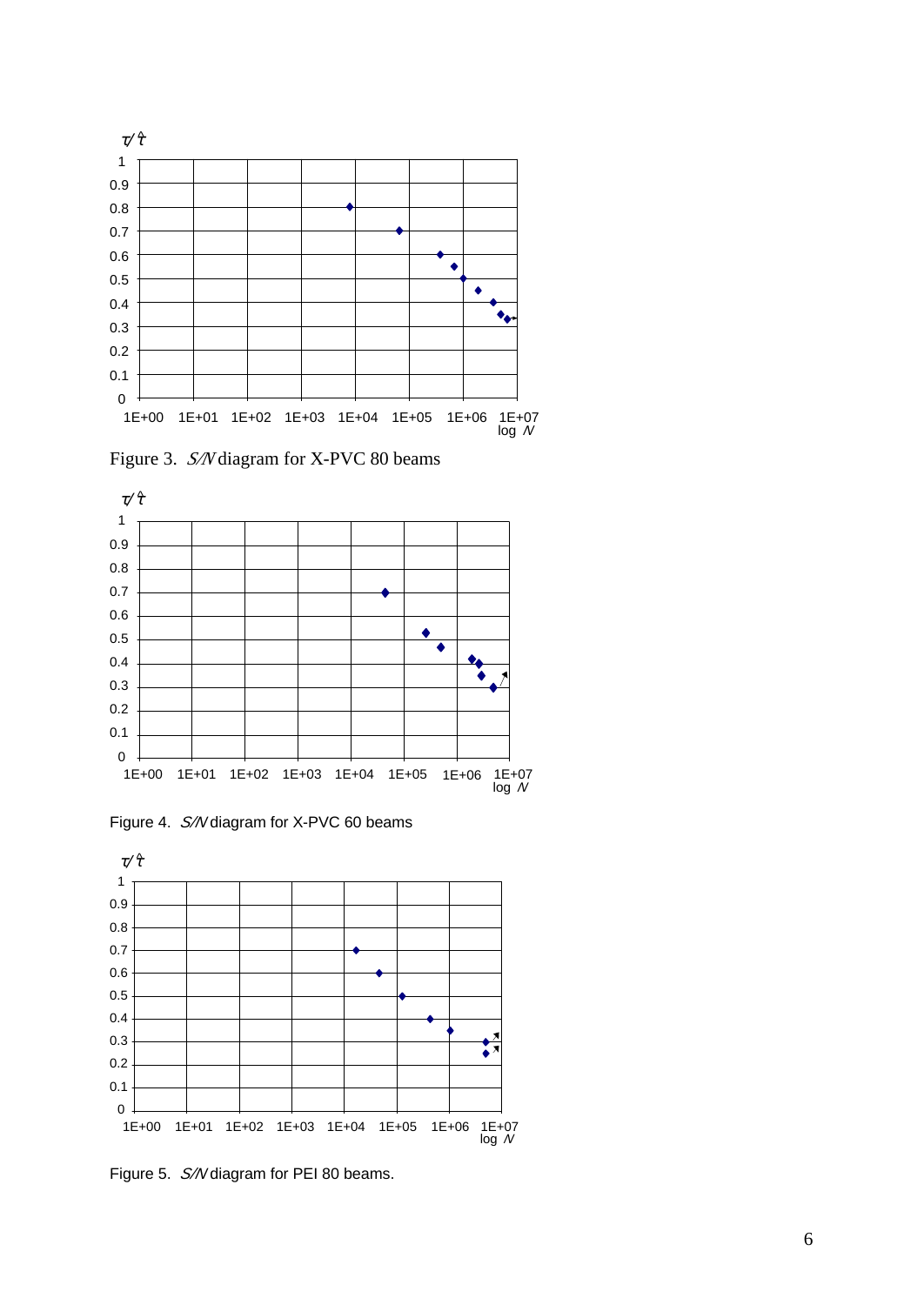Figure 3. *S/N* diagram for X-PVC 80 beams

Figure 4. *S/N* diagram for X-PVC 60 beams

Figure 5. *S/N* diagram for PEI 80 beams.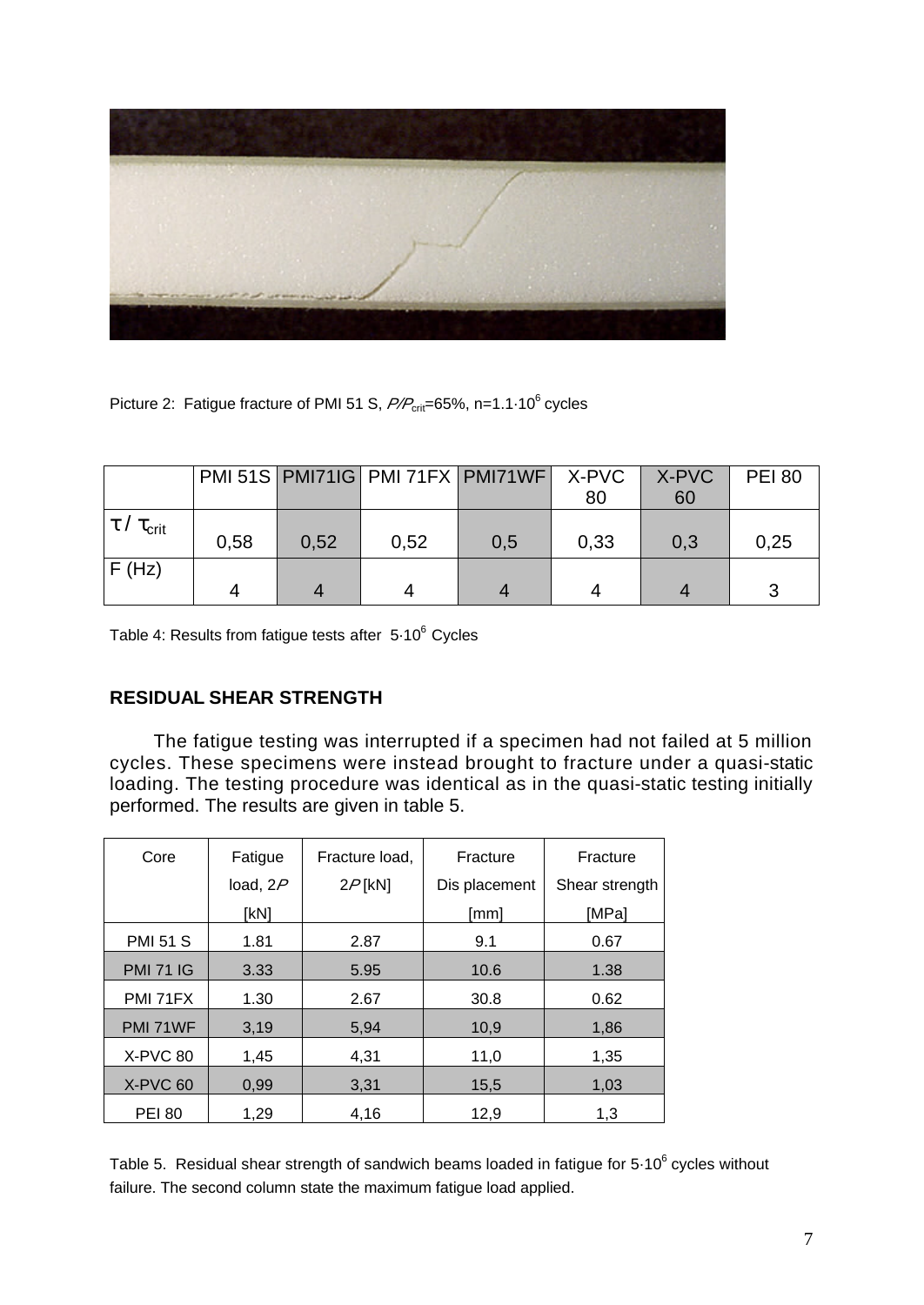Picture 2: Fatigue fracture of PMI 51 S, $P/P_{crit}$=65%, n=1.1·10$^6$ cycles

|  | PMI 51S | PMI71IG | PMI 71FX | PMI71WF | X-PVC 80 | X-PVC 60 | PEI 80 |
|---|---|---|---|---|---|---|---|
| $\tau / \tau_{crit}$ | 0,58 | 0,52 | 0,52 | 0,5 | 0,33 | 0,3 | 0,25 |
| F (Hz) | 4 | 4 | 4 | 4 | 4 | 4 | 3 |

Table 4: Results from fatigue tests after 5·10$^6$ Cycles

## RESIDUAL SHEAR STRENGTH

The fatigue testing was interrupted if a specimen had not failed at 5 million cycles. These specimens were instead brought to fracture under a quasi-static loading. The testing procedure was identical as in the quasi-static testing initially performed. The results are given in table 5.

| Core | Fatigue load, $2P$ [kN] | Fracture load, $2P$ [kN] | Fracture Dis placement [mm] | Fracture Shear strength [MPa] |
|---|---|---|---|---|
| PMI 51 S | 1.81 | 2.87 | 9.1 | 0.67 |
| PMI 71 IG | 3.33 | 5.95 | 10.6 | 1.38 |
| PMI 71FX | 1.30 | 2.67 | 30.8 | 0.62 |
| PMI 71WF | 3,19 | 5,94 | 10,9 | 1,86 |
| X-PVC 80 | 1,45 | 4,31 | 11,0 | 1,35 |
| X-PVC 60 | 0,99 | 3,31 | 15,5 | 1,03 |
| PEI 80 | 1,29 | 4,16 | 12,9 | 1,3 |

Table 5. Residual shear strength of sandwich beams loaded in fatigue for 5·10$^6$ cycles without failure. The second column state the maximum fatigue load applied.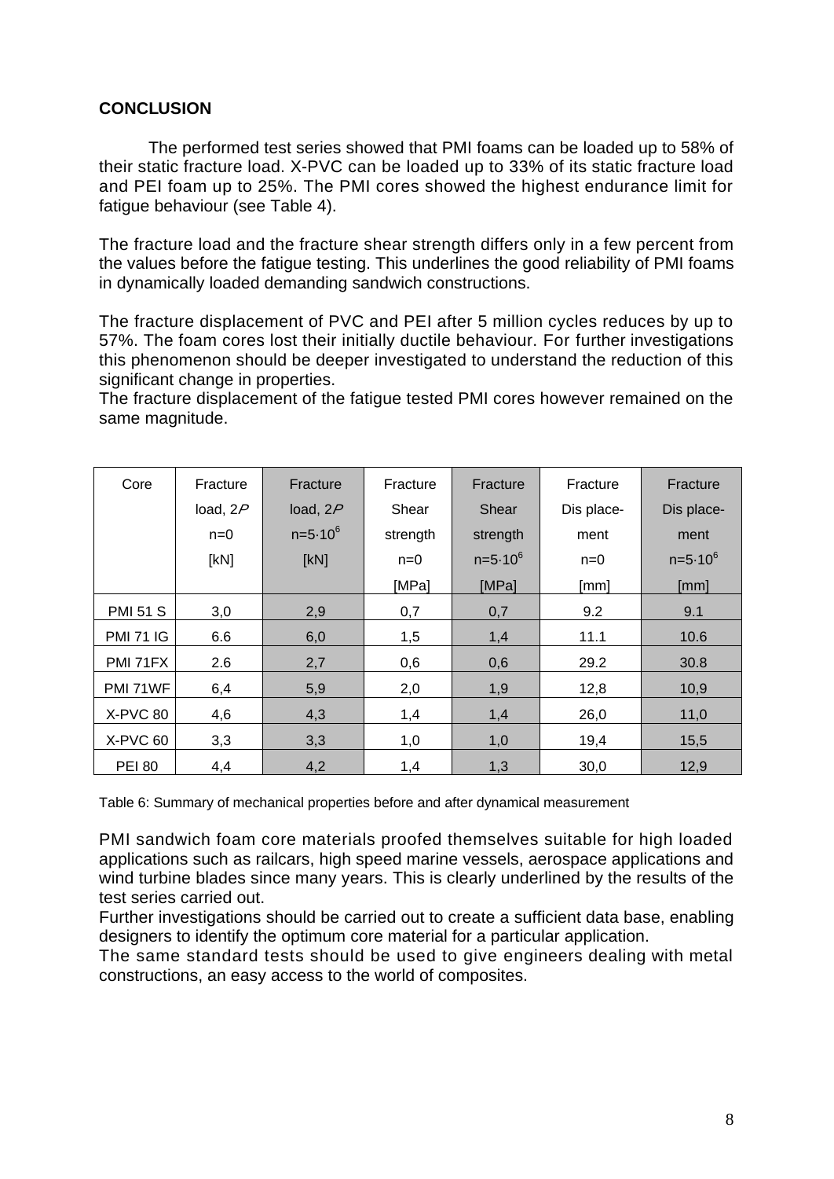## CONCLUSION

The performed test series showed that PMI foams can be loaded up to 58% of their static fracture load. X-PVC can be loaded up to 33% of its static fracture load and PEI foam up to 25%. The PMI cores showed the highest endurance limit for fatigue behaviour (see Table 4).

The fracture load and the fracture shear strength differs only in a few percent from the values before the fatigue testing. This underlines the good reliability of PMI foams in dynamically loaded demanding sandwich constructions.

The fracture displacement of PVC and PEI after 5 million cycles reduces by up to 57%. The foam cores lost their initially ductile behaviour. For further investigations this phenomenon should be deeper investigated to understand the reduction of this significant change in properties.
The fracture displacement of the fatigue tested PMI cores however remained on the same magnitude.

| Core | Fracture load, $2P$ $n=0$ [kN] | Fracture load, $2P$ $n=5\cdot10^6$ [kN] | Fracture Shear strength $n=0$ [MPa] | Fracture Shear strength $n=5\cdot10^6$ [MPa] | Fracture Dis place-ment $n=0$ [mm] | Fracture Dis place-ment $n=5\cdot10^6$ [mm] |
|---|---|---|---|---|---|---|
| PMI 51 S | 3,0 | 2,9 | 0,7 | 0,7 | 9.2 | 9.1 |
| PMI 71 IG | 6.6 | 6,0 | 1,5 | 1,4 | 11.1 | 10.6 |
| PMI 71FX | 2.6 | 2,7 | 0,6 | 0,6 | 29.2 | 30.8 |
| PMI 71WF | 6,4 | 5,9 | 2,0 | 1,9 | 12,8 | 10,9 |
| X-PVC 80 | 4,6 | 4,3 | 1,4 | 1,4 | 26,0 | 11,0 |
| X-PVC 60 | 3,3 | 3,3 | 1,0 | 1,0 | 19,4 | 15,5 |
| PEI 80 | 4,4 | 4,2 | 1,4 | 1,3 | 30,0 | 12,9 |

Table 6: Summary of mechanical properties before and after dynamical measurement

PMI sandwich foam core materials proofed themselves suitable for high loaded applications such as railcars, high speed marine vessels, aerospace applications and wind turbine blades since many years. This is clearly underlined by the results of the test series carried out.
Further investigations should be carried out to create a sufficient data base, enabling designers to identify the optimum core material for a particular application.
The same standard tests should be used to give engineers dealing with metal constructions, an easy access to the world of composites.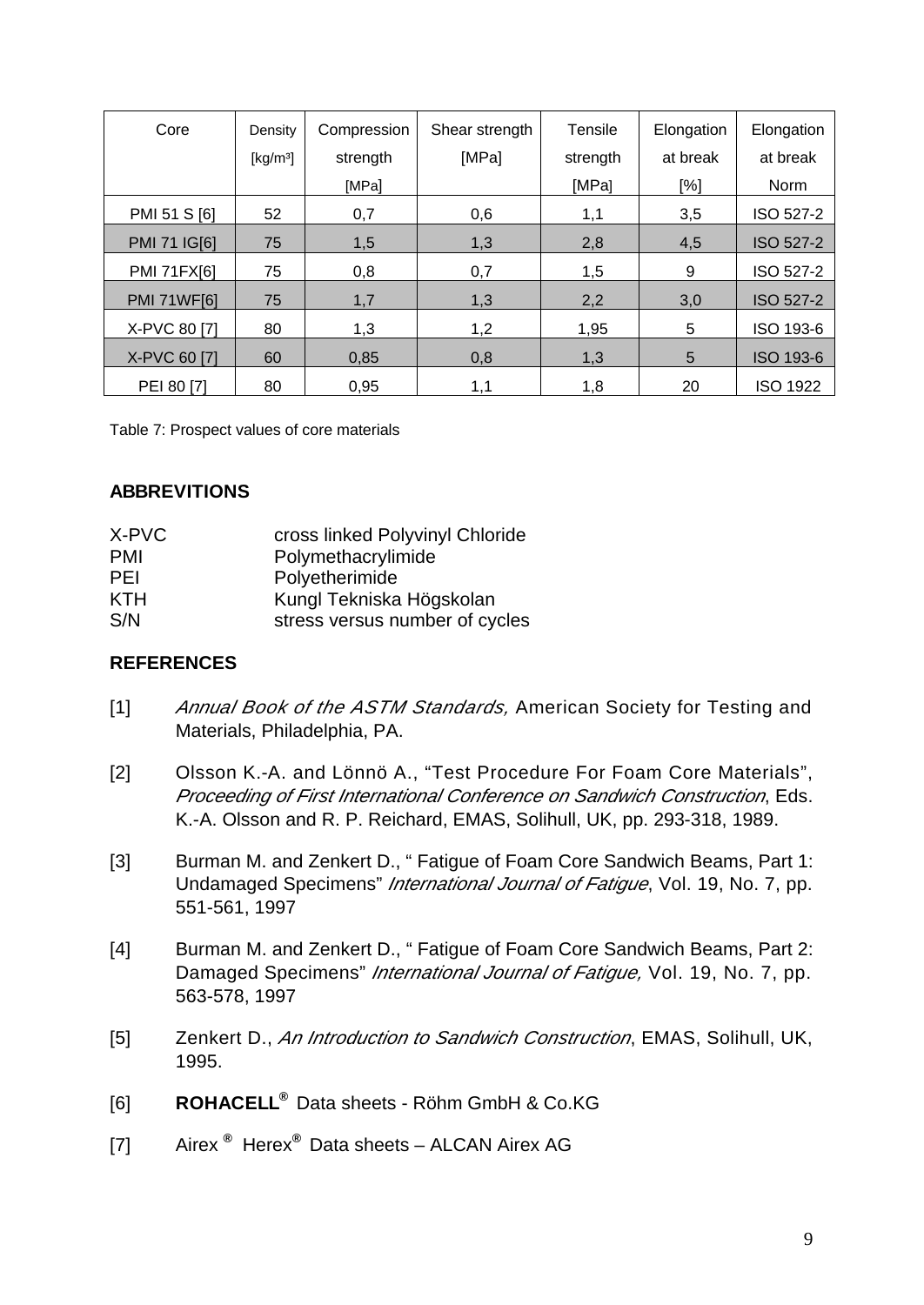| Core | Density [kg/m³] | Compression strength [MPa] | Shear strength [MPa] | Tensile strength [MPa] | Elongation at break [%] | Elongation at break Norm |
|---|---|---|---|---|---|---|
| PMI 51 S [6] | 52 | 0,7 | 0,6 | 1,1 | 3,5 | ISO 527-2 |
| PMI 71 IG[6] | 75 | 1,5 | 1,3 | 2,8 | 4,5 | ISO 527-2 |
| PMI 71FX[6] | 75 | 0,8 | 0,7 | 1,5 | 9 | ISO 527-2 |
| PMI 71WF[6] | 75 | 1,7 | 1,3 | 2,2 | 3,0 | ISO 527-2 |
| X-PVC 80 [7] | 80 | 1,3 | 1,2 | 1,95 | 5 | ISO 193-6 |
| X-PVC 60 [7] | 60 | 0,85 | 0,8 | 1,3 | 5 | ISO 193-6 |
| PEI 80 [7] | 80 | 0,95 | 1,1 | 1,8 | 20 | ISO 1922 |

Table 7: Prospect values of core materials

## ABBREVITIONS

| | |
|---|---|
| X-PVC | cross linked Polyvinyl Chloride |
| PMI | Polymethacrylimide |
| PEI | Polyetherimide |
| KTH | Kungl Tekniska Högskolan |
| S/N | stress versus number of cycles |

## REFERENCES

[1] *Annual Book of the ASTM Standards,* American Society for Testing and Materials, Philadelphia, PA.

[2] Olsson K.-A. and Lönnö A., "Test Procedure For Foam Core Materials", *Proceeding of First International Conference on Sandwich Construction*, Eds. K.-A. Olsson and R. P. Reichard, EMAS, Solihull, UK, pp. 293-318, 1989.

[3] Burman M. and Zenkert D., " Fatigue of Foam Core Sandwich Beams, Part 1: Undamaged Specimens" *International Journal of Fatigue*, Vol. 19, No. 7, pp. 551-561, 1997

[4] Burman M. and Zenkert D., " Fatigue of Foam Core Sandwich Beams, Part 2: Damaged Specimens" *International Journal of Fatigue,* Vol. 19, No. 7, pp. 563-578, 1997

[5] Zenkert D., *An Introduction to Sandwich Construction*, EMAS, Solihull, UK, 1995.

[6] **ROHACELL®** Data sheets - Röhm GmbH & Co.KG

[7] Airex ® Herex® Data sheets – ALCAN Airex AG